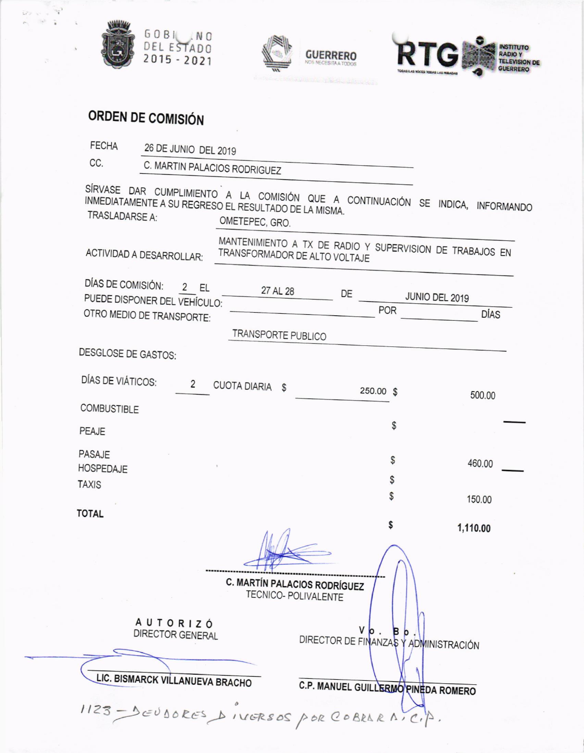GOBIERNO DEL ESTADO 2015 - 2021

GUERRERO NOS NECESITA A TODOS

RTG TODAS LAS VOCES TODAS LAS MIRADAS — INSTITUTO RADIO Y TELEVISION DE GUERRERO

## ORDEN DE COMISIÓN

FECHA 26 DE JUNIO DEL 2019

CC. C. MARTIN PALACIOS RODRIGUEZ

SÍRVASE DAR CUMPLIMIENTO A LA COMISIÓN QUE A CONTINUACIÓN SE INDICA, INFORMANDO INMEDIATAMENTE A SU REGRESO EL RESULTADO DE LA MISMA.

TRASLADARSE A: OMETEPEC, GRO.

ACTIVIDAD A DESARROLLAR: MANTENIMIENTO A TX DE RADIO Y SUPERVISION DE TRABAJOS EN TRANSFORMADOR DE ALTO VOLTAJE

DÍAS DE COMISIÓN: 2 EL 27 AL 28 DE JUNIO DEL 2019

PUEDE DISPONER DEL VEHÍCULO: ______ POR ______ DÍAS

OTRO MEDIO DE TRANSPORTE: TRANSPORTE PUBLICO

DESGLOSE DE GASTOS:

| | | | | |
|---|---|---|---|---|
| DÍAS DE VIÁTICOS: | 2 | CUOTA DIARIA $ 250.00 | $ | 500.00 |
| COMBUSTIBLE | | | | |
| PEAJE | | | $ | — |
| PASAJE | | | $ | 460.00 — |
| HOSPEDAJE | | | $ | |
| TAXIS | | | $ | 150.00 |
| **TOTAL** | | | **$** | **1,110.00** |

**C. MARTÍN PALACIOS RODRÍGUEZ**
TECNICO- POLIVALENTE

**AUTORIZÓ**
DIRECTOR GENERAL

**LIC. BISMARCK VILLANUEVA BRACHO**

**Vo. Bo.**
DIRECTOR DE FINANZAS Y ADMINISTRACIÓN

**C.P. MANUEL GUILLERMO PINEDA ROMERO**

1123 – DEUDORES DIVERSOS POR COBRAR A.C.P.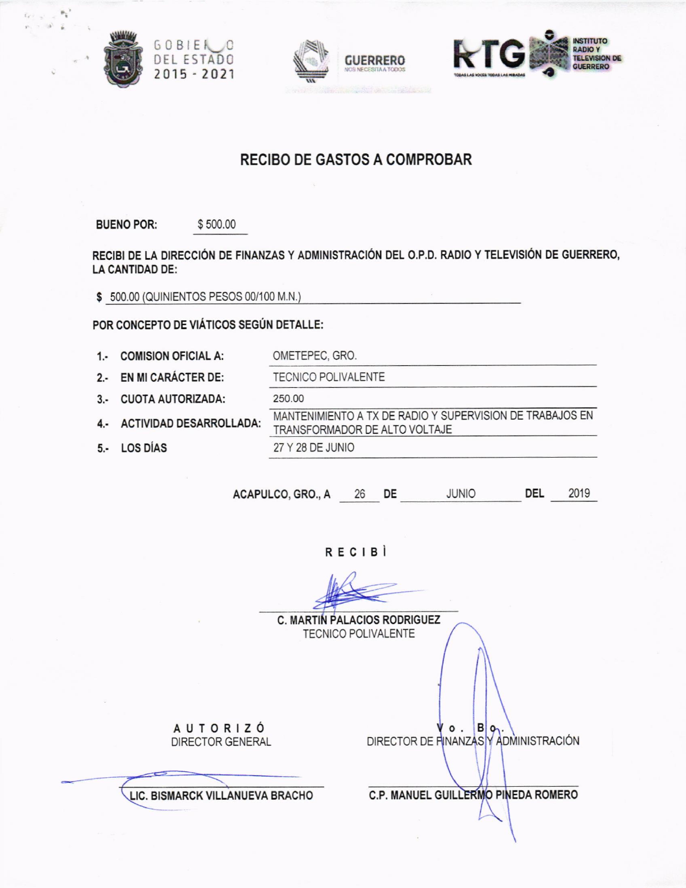GOBIERNO DEL ESTADO 2015 - 2021

GUERRERO NOS NECESITA A TODOS

RTG INSTITUTO RADIO Y TELEVISION DE GUERRERO

TODAS LAS VOCES TODAS LAS MIRADAS

# RECIBO DE GASTOS A COMPROBAR

**BUENO POR:** $ 500.00

**RECIBI DE LA DIRECCIÓN DE FINANZAS Y ADMINISTRACIÓN DEL O.P.D. RADIO Y TELEVISIÓN DE GUERRERO, LA CANTIDAD DE:**

**$** 500.00 (QUINIENTOS PESOS 00/100 M.N.)

**POR CONCEPTO DE VIÁTICOS SEGÚN DETALLE:**

1.- **COMISION OFICIAL A:** OMETEPEC, GRO.

2.- **EN MI CARÁCTER DE:** TECNICO POLIVALENTE

3.- **CUOTA AUTORIZADA:** 250.00

4.- **ACTIVIDAD DESARROLLADA:** MANTENIMIENTO A TX DE RADIO Y SUPERVISION DE TRABAJOS EN TRANSFORMADOR DE ALTO VOLTAJE

5.- **LOS DÍAS** 27 Y 28 DE JUNIO

**ACAPULCO, GRO., A** 26 **DE** JUNIO **DEL** 2019

**RECIBÌ**

**C. MARTIN PALACIOS RODRIGUEZ**
TECNICO POLIVALENTE

**AUTORIZÓ**
DIRECTOR GENERAL

**LIC. BISMARCK VILLANUEVA BRACHO**

**Vo. Bo.**
DIRECTOR DE FINANZAS Y ADMINISTRACIÓN

**C.P. MANUEL GUILLERMO PINEDA ROMERO**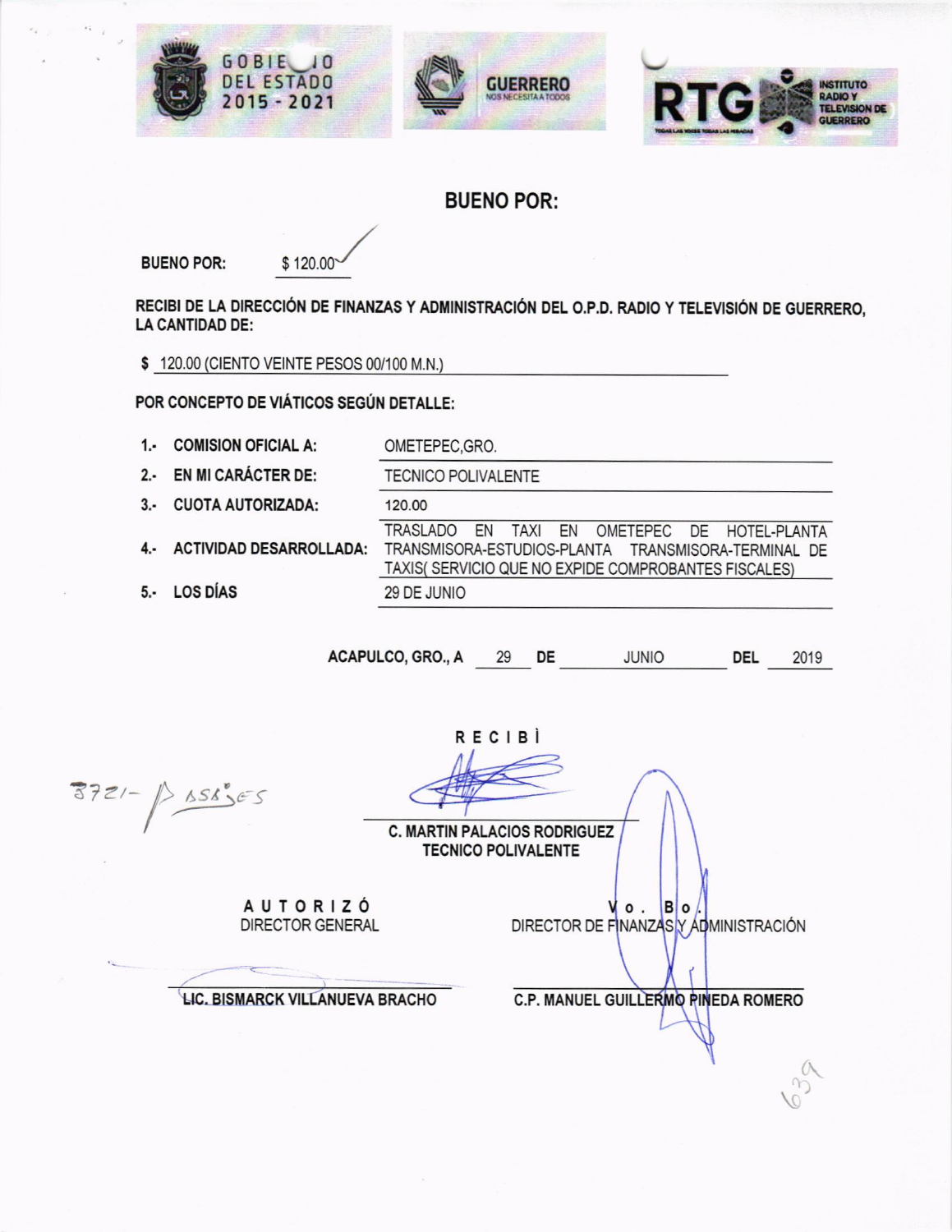GOBIERNO DEL ESTADO 2015 - 2021

GUERRERO NOS NECESITA A TODOS

RTG INSTITUTO RADIO Y TELEVISIÓN DE GUERRERO

# BUENO POR:

**BUENO POR:** $ 120.00

**RECIBI DE LA DIRECCIÓN DE FINANZAS Y ADMINISTRACIÓN DEL O.P.D. RADIO Y TELEVISIÓN DE GUERRERO, LA CANTIDAD DE:**

**$** 120.00 (CIENTO VEINTE PESOS 00/100 M.N.)

**POR CONCEPTO DE VIÁTICOS SEGÚN DETALLE:**

| | |
|---|---|
| **1.- COMISION OFICIAL A:** | OMETEPEC,GRO. |
| **2.- EN MI CARÁCTER DE:** | TECNICO POLIVALENTE |
| **3.- CUOTA AUTORIZADA:** | 120.00 |
| **4.- ACTIVIDAD DESARROLLADA:** | TRASLADO EN TAXI EN OMETEPEC DE HOTEL-PLANTA TRANSMISORA-ESTUDIOS-PLANTA TRANSMISORA-TERMINAL DE TAXIS( SERVICIO QUE NO EXPIDE COMPROBANTES FISCALES) |
| **5.- LOS DÍAS** | 29 DE JUNIO |

**ACAPULCO, GRO., A** 29 **DE** JUNIO **DEL** 2019

**RECIBÌ**

3721- PASAJES

**C. MARTIN PALACIOS RODRIGUEZ**
**TECNICO POLIVALENTE**

**AUTORIZÓ**
DIRECTOR GENERAL

**LIC. BISMARCK VILLANUEVA BRACHO**

**Vo. Bo.**
DIRECTOR DE FINANZAS Y ADMINISTRACIÓN

**C.P. MANUEL GUILLERMO PINEDA ROMERO**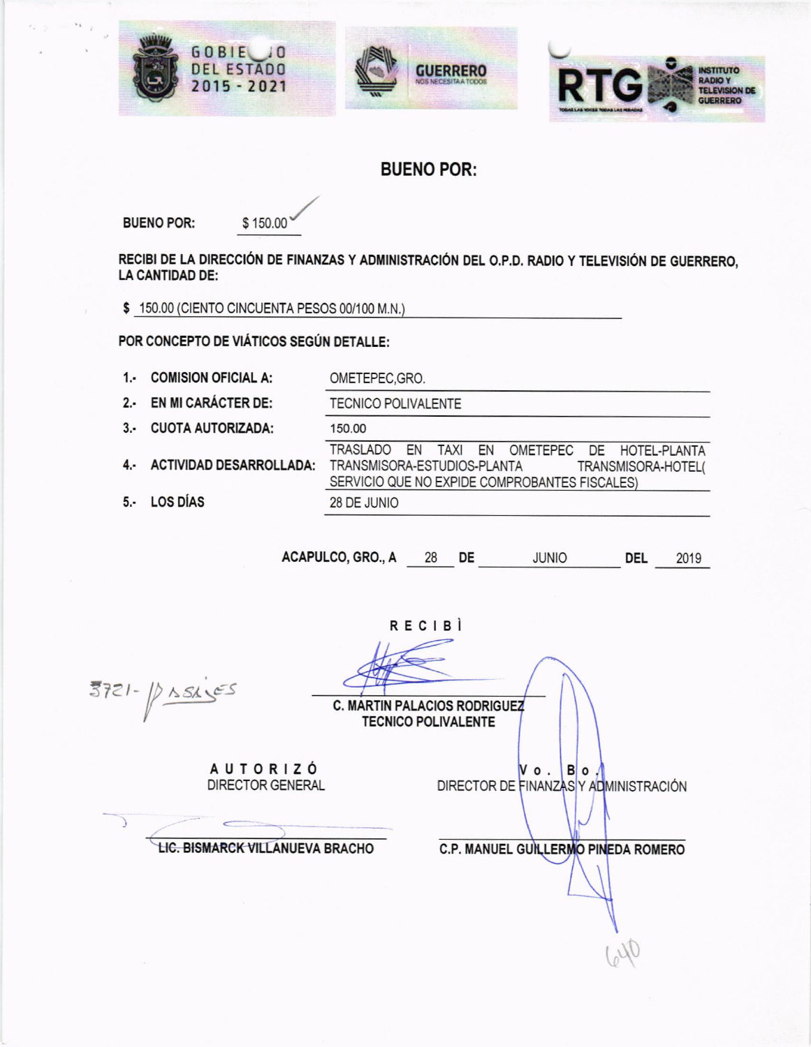GOBIERNO DEL ESTADO 2015 - 2021

GUERRERO NOS NECESITA A TODOS

RTG INSTITUTO RADIO Y TELEVISIÓN DE GUERRERO

## BUENO POR:

**BUENO POR:** $ 150.00

**RECIBI DE LA DIRECCIÓN DE FINANZAS Y ADMINISTRACIÓN DEL O.P.D. RADIO Y TELEVISIÓN DE GUERRERO, LA CANTIDAD DE:**

**$** 150.00 (CIENTO CINCUENTA PESOS 00/100 M.N.)

**POR CONCEPTO DE VIÁTICOS SEGÚN DETALLE:**

| | |
|---|---|
| **1.- COMISION OFICIAL A:** | OMETEPEC,GRO. |
| **2.- EN MI CARÁCTER DE:** | TECNICO POLIVALENTE |
| **3.- CUOTA AUTORIZADA:** | 150.00 |
| **4.- ACTIVIDAD DESARROLLADA:** | TRASLADO EN TAXI EN OMETEPEC DE HOTEL-PLANTA TRANSMISORA-ESTUDIOS-PLANTA TRANSMISORA-HOTEL( SERVICIO QUE NO EXPIDE COMPROBANTES FISCALES) |
| **5.- LOS DÍAS** | 28 DE JUNIO |

**ACAPULCO, GRO., A** 28 **DE** JUNIO **DEL** 2019

**R E C I B Ì**

**C. MARTIN PALACIOS RODRIGUEZ**
**TECNICO POLIVALENTE**

3721- pasajes

**A U T O R I Z Ó**
DIRECTOR GENERAL

**LIC. BISMARCK VILLANUEVA BRACHO**

**V o . B o .**
DIRECTOR DE FINANZAS Y ADMINISTRACIÓN

**C.P. MANUEL GUILLERMO PINEDA ROMERO**

640